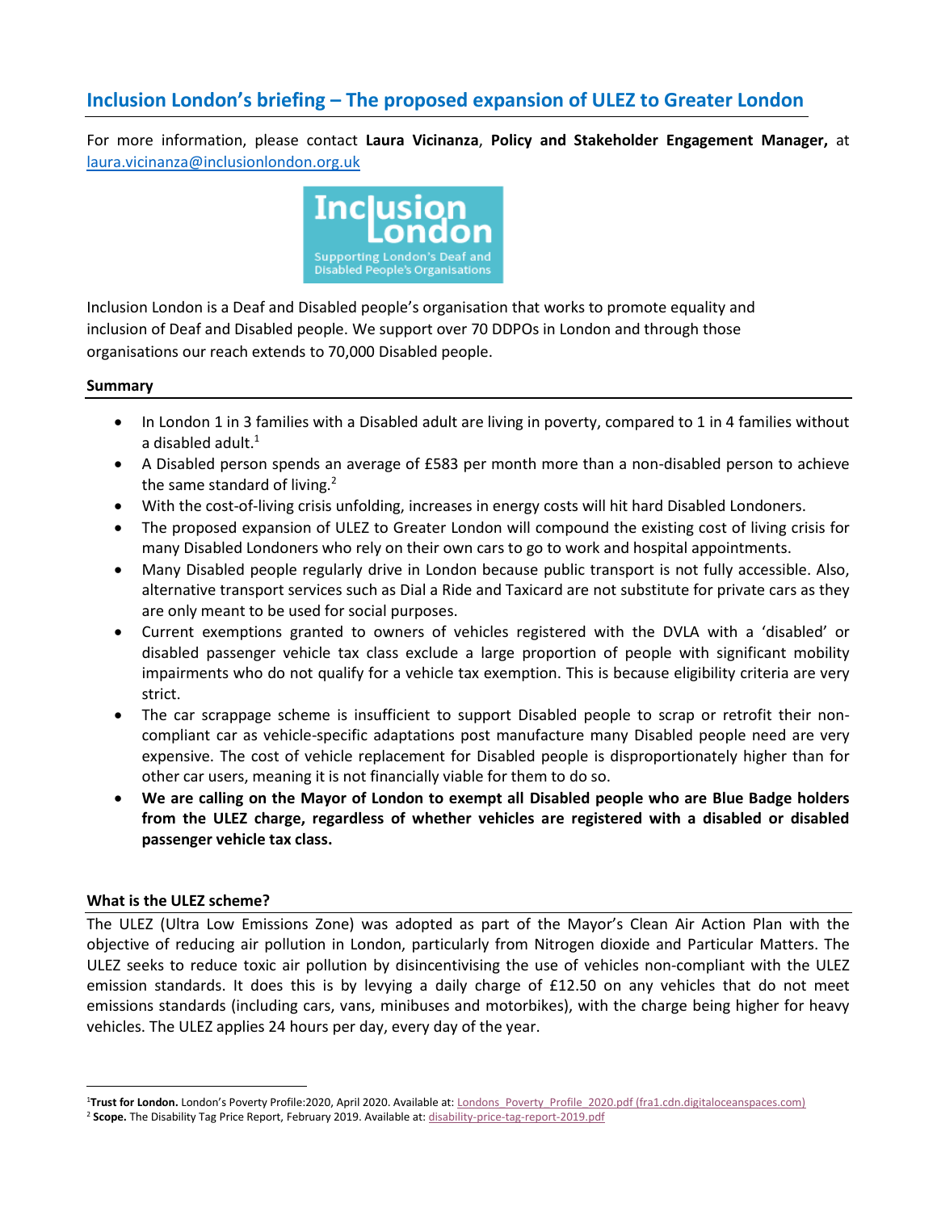# Inclusion London's briefing – The proposed expansion of ULEZ to Greater London

For more information, please contact **Laura Vicinanza**, **Policy and Stakeholder Engagement Manager,** at laura.vicinanza@inclusionlondon.org.uk

Inclusion London is a Deaf and Disabled people's organisation that works to promote equality and inclusion of Deaf and Disabled people. We support over 70 DDPOs in London and through those organisations our reach extends to 70,000 Disabled people.

**Summary**

- In London 1 in 3 families with a Disabled adult are living in poverty, compared to 1 in 4 families without a disabled adult.[1]
- A Disabled person spends an average of £583 per month more than a non-disabled person to achieve the same standard of living.[2]
- With the cost-of-living crisis unfolding, increases in energy costs will hit hard Disabled Londoners.
- The proposed expansion of ULEZ to Greater London will compound the existing cost of living crisis for many Disabled Londoners who rely on their own cars to go to work and hospital appointments.
- Many Disabled people regularly drive in London because public transport is not fully accessible. Also, alternative transport services such as Dial a Ride and Taxicard are not substitute for private cars as they are only meant to be used for social purposes.
- Current exemptions granted to owners of vehicles registered with the DVLA with a 'disabled' or disabled passenger vehicle tax class exclude a large proportion of people with significant mobility impairments who do not qualify for a vehicle tax exemption. This is because eligibility criteria are very strict.
- The car scrappage scheme is insufficient to support Disabled people to scrap or retrofit their non-compliant car as vehicle-specific adaptations post manufacture many Disabled people need are very expensive. The cost of vehicle replacement for Disabled people is disproportionately higher than for other car users, meaning it is not financially viable for them to do so.
- **We are calling on the Mayor of London to exempt all Disabled people who are Blue Badge holders from the ULEZ charge, regardless of whether vehicles are registered with a disabled or disabled passenger vehicle tax class.**

**What is the ULEZ scheme?**

The ULEZ (Ultra Low Emissions Zone) was adopted as part of the Mayor's Clean Air Action Plan with the objective of reducing air pollution in London, particularly from Nitrogen dioxide and Particular Matters. The ULEZ seeks to reduce toxic air pollution by disincentivising the use of vehicles non-compliant with the ULEZ emission standards. It does this is by levying a daily charge of £12.50 on any vehicles that do not meet emissions standards (including cars, vans, minibuses and motorbikes), with the charge being higher for heavy vehicles. The ULEZ applies 24 hours per day, every day of the year.

---

[1] **Trust for London.** London's Poverty Profile:2020, April 2020. Available at: Londons_Poverty_Profile_2020.pdf (fra1.cdn.digitaloceanspaces.com)

[2] **Scope.** The Disability Tag Price Report, February 2019. Available at: disability-price-tag-report-2019.pdf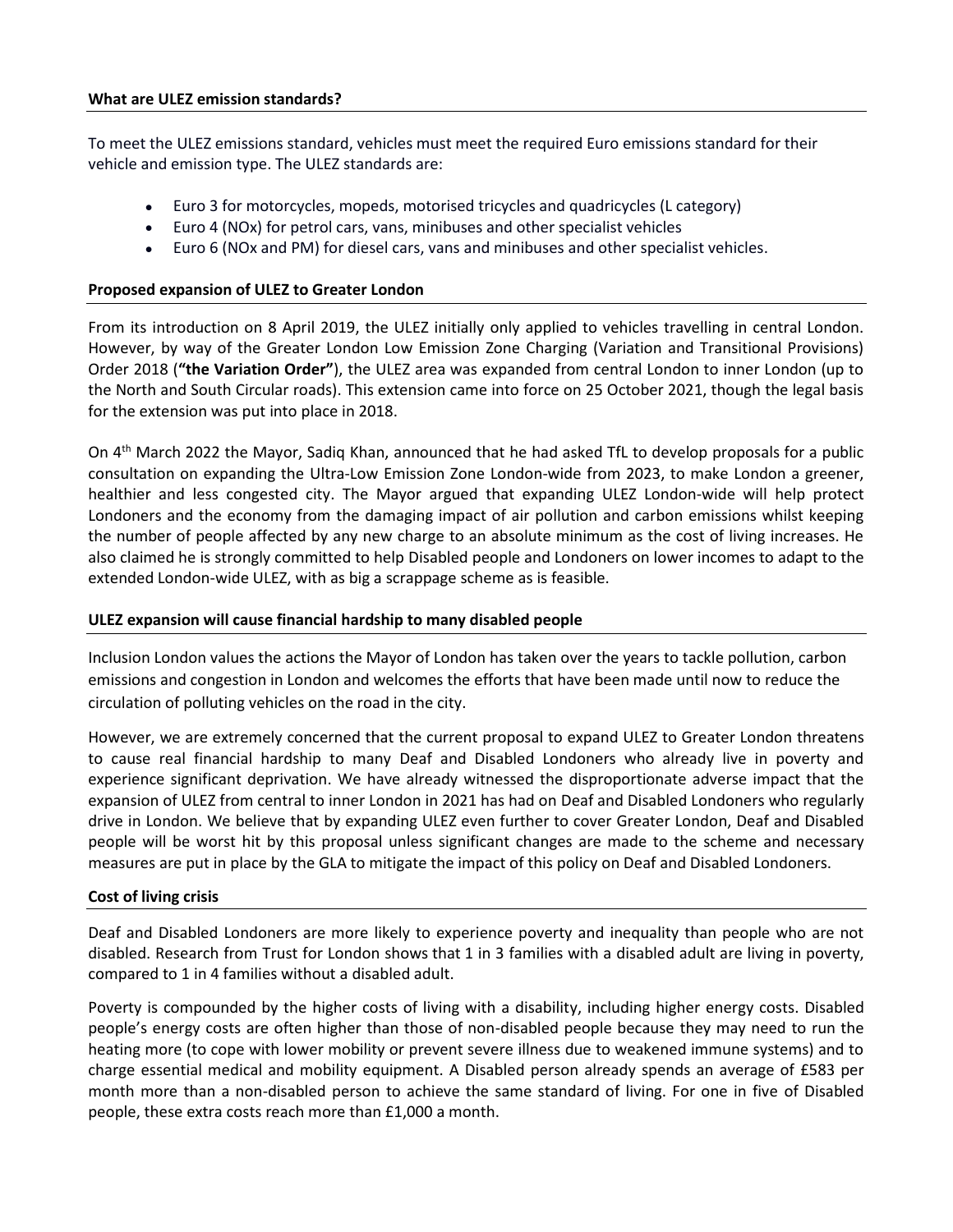**What are ULEZ emission standards?**

To meet the ULEZ emissions standard, vehicles must meet the required Euro emissions standard for their vehicle and emission type. The ULEZ standards are:

- Euro 3 for motorcycles, mopeds, motorised tricycles and quadricycles (L category)
- Euro 4 (NOx) for petrol cars, vans, minibuses and other specialist vehicles
- Euro 6 (NOx and PM) for diesel cars, vans and minibuses and other specialist vehicles.

**Proposed expansion of ULEZ to Greater London**

From its introduction on 8 April 2019, the ULEZ initially only applied to vehicles travelling in central London. However, by way of the Greater London Low Emission Zone Charging (Variation and Transitional Provisions) Order 2018 (**"the Variation Order"**), the ULEZ area was expanded from central London to inner London (up to the North and South Circular roads). This extension came into force on 25 October 2021, though the legal basis for the extension was put into place in 2018.

On 4th March 2022 the Mayor, Sadiq Khan, announced that he had asked TfL to develop proposals for a public consultation on expanding the Ultra-Low Emission Zone London-wide from 2023, to make London a greener, healthier and less congested city. The Mayor argued that expanding ULEZ London-wide will help protect Londoners and the economy from the damaging impact of air pollution and carbon emissions whilst keeping the number of people affected by any new charge to an absolute minimum as the cost of living increases. He also claimed he is strongly committed to help Disabled people and Londoners on lower incomes to adapt to the extended London-wide ULEZ, with as big a scrappage scheme as is feasible.

**ULEZ expansion will cause financial hardship to many disabled people**

Inclusion London values the actions the Mayor of London has taken over the years to tackle pollution, carbon emissions and congestion in London and welcomes the efforts that have been made until now to reduce the circulation of polluting vehicles on the road in the city.

However, we are extremely concerned that the current proposal to expand ULEZ to Greater London threatens to cause real financial hardship to many Deaf and Disabled Londoners who already live in poverty and experience significant deprivation. We have already witnessed the disproportionate adverse impact that the expansion of ULEZ from central to inner London in 2021 has had on Deaf and Disabled Londoners who regularly drive in London. We believe that by expanding ULEZ even further to cover Greater London, Deaf and Disabled people will be worst hit by this proposal unless significant changes are made to the scheme and necessary measures are put in place by the GLA to mitigate the impact of this policy on Deaf and Disabled Londoners.

**Cost of living crisis**

Deaf and Disabled Londoners are more likely to experience poverty and inequality than people who are not disabled. Research from Trust for London shows that 1 in 3 families with a disabled adult are living in poverty, compared to 1 in 4 families without a disabled adult.

Poverty is compounded by the higher costs of living with a disability, including higher energy costs. Disabled people's energy costs are often higher than those of non-disabled people because they may need to run the heating more (to cope with lower mobility or prevent severe illness due to weakened immune systems) and to charge essential medical and mobility equipment. A Disabled person already spends an average of £583 per month more than a non-disabled person to achieve the same standard of living. For one in five of Disabled people, these extra costs reach more than £1,000 a month.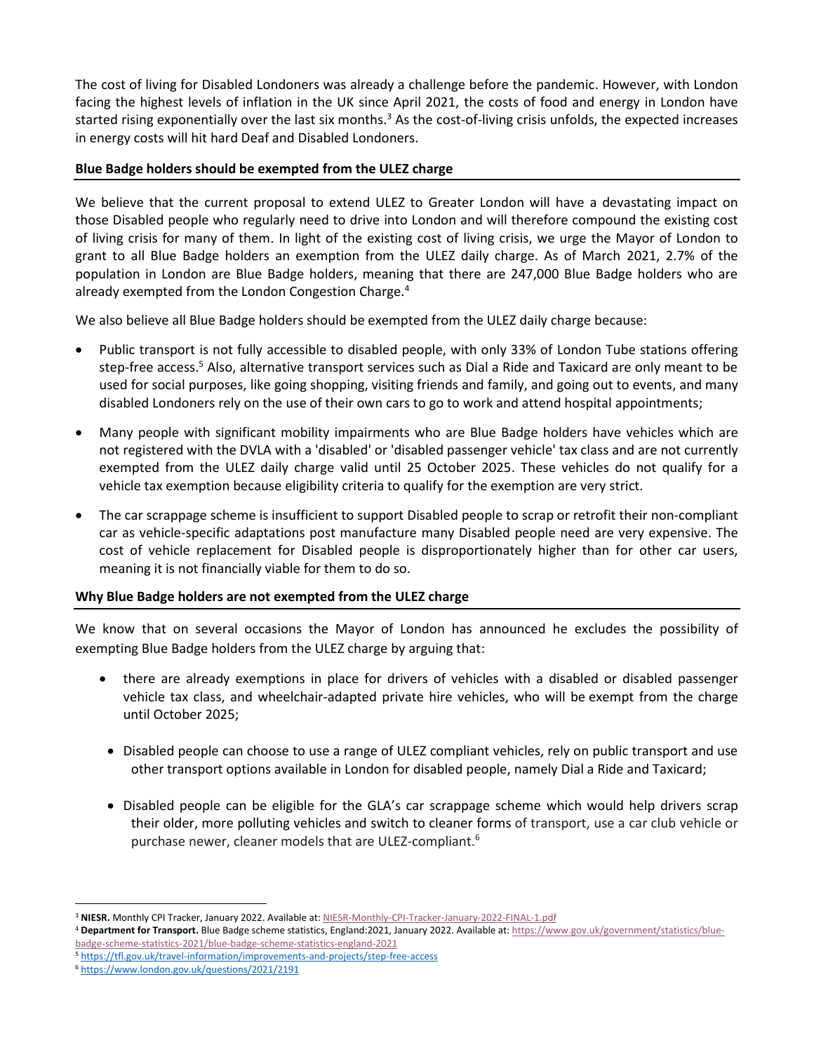The cost of living for Disabled Londoners was already a challenge before the pandemic. However, with London facing the highest levels of inflation in the UK since April 2021, the costs of food and energy in London have started rising exponentially over the last six months.[3] As the cost-of-living crisis unfolds, the expected increases in energy costs will hit hard Deaf and Disabled Londoners.

## Blue Badge holders should be exempted from the ULEZ charge

We believe that the current proposal to extend ULEZ to Greater London will have a devastating impact on those Disabled people who regularly need to drive into London and will therefore compound the existing cost of living crisis for many of them. In light of the existing cost of living crisis, we urge the Mayor of London to grant to all Blue Badge holders an exemption from the ULEZ daily charge. As of March 2021, 2.7% of the population in London are Blue Badge holders, meaning that there are 247,000 Blue Badge holders who are already exempted from the London Congestion Charge.[4]

We also believe all Blue Badge holders should be exempted from the ULEZ daily charge because:

- Public transport is not fully accessible to disabled people, with only 33% of London Tube stations offering step-free access.[5] Also, alternative transport services such as Dial a Ride and Taxicard are only meant to be used for social purposes, like going shopping, visiting friends and family, and going out to events, and many disabled Londoners rely on the use of their own cars to go to work and attend hospital appointments;
- Many people with significant mobility impairments who are Blue Badge holders have vehicles which are not registered with the DVLA with a 'disabled' or 'disabled passenger vehicle' tax class and are not currently exempted from the ULEZ daily charge valid until 25 October 2025. These vehicles do not qualify for a vehicle tax exemption because eligibility criteria to qualify for the exemption are very strict.
- The car scrappage scheme is insufficient to support Disabled people to scrap or retrofit their non-compliant car as vehicle-specific adaptations post manufacture many Disabled people need are very expensive. The cost of vehicle replacement for Disabled people is disproportionately higher than for other car users, meaning it is not financially viable for them to do so.

## Why Blue Badge holders are not exempted from the ULEZ charge

We know that on several occasions the Mayor of London has announced he excludes the possibility of exempting Blue Badge holders from the ULEZ charge by arguing that:

- there are already exemptions in place for drivers of vehicles with a disabled or disabled passenger vehicle tax class, and wheelchair-adapted private hire vehicles, who will be exempt from the charge until October 2025;
- Disabled people can choose to use a range of ULEZ compliant vehicles, rely on public transport and use other transport options available in London for disabled people, namely Dial a Ride and Taxicard;
- Disabled people can be eligible for the GLA's car scrappage scheme which would help drivers scrap their older, more polluting vehicles and switch to cleaner forms of transport, use a car club vehicle or purchase newer, cleaner models that are ULEZ-compliant.[6]

---

[3] **NIESR.** Monthly CPI Tracker, January 2022. Available at: NIESR-Monthly-CPI-Tracker-January-2022-FINAL-1.pdf

[4] **Department for Transport.** Blue Badge scheme statistics, England:2021, January 2022. Available at: https://www.gov.uk/government/statistics/blue-badge-scheme-statistics-2021/blue-badge-scheme-statistics-england-2021

[5] https://tfl.gov.uk/travel-information/improvements-and-projects/step-free-access

[6] https://www.london.gov.uk/questions/2021/2191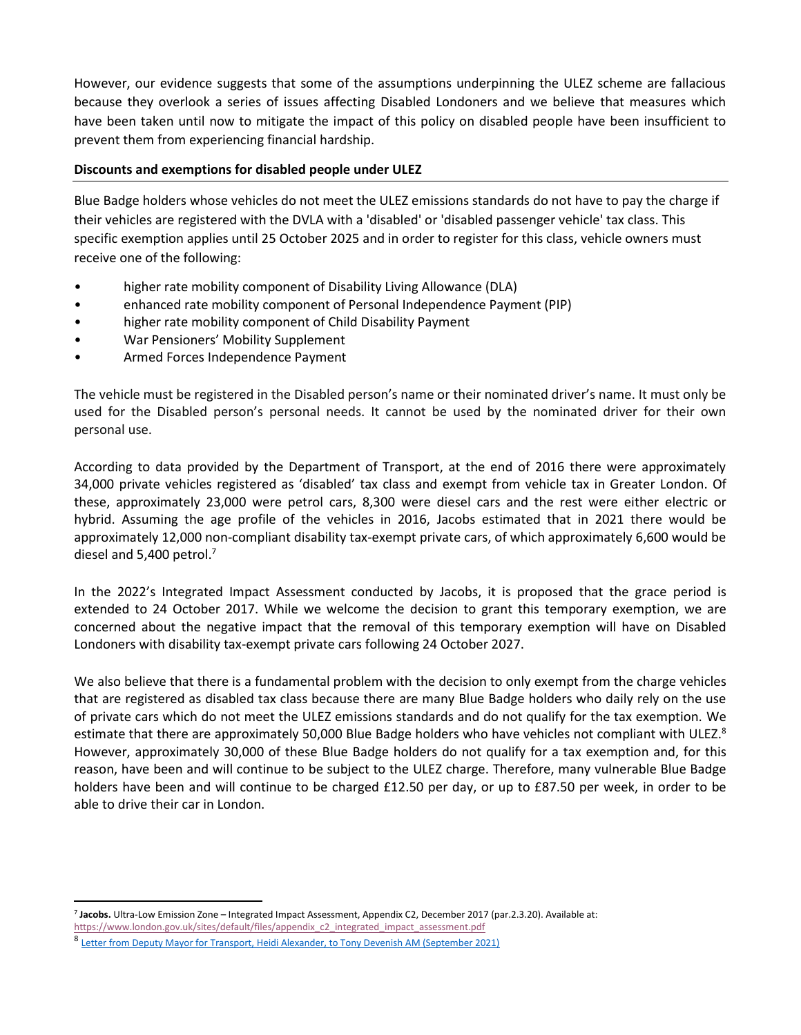However, our evidence suggests that some of the assumptions underpinning the ULEZ scheme are fallacious because they overlook a series of issues affecting Disabled Londoners and we believe that measures which have been taken until now to mitigate the impact of this policy on disabled people have been insufficient to prevent them from experiencing financial hardship.

## Discounts and exemptions for disabled people under ULEZ

Blue Badge holders whose vehicles do not meet the ULEZ emissions standards do not have to pay the charge if their vehicles are registered with the DVLA with a 'disabled' or 'disabled passenger vehicle' tax class. This specific exemption applies until 25 October 2025 and in order to register for this class, vehicle owners must receive one of the following:

- higher rate mobility component of Disability Living Allowance (DLA)
- enhanced rate mobility component of Personal Independence Payment (PIP)
- higher rate mobility component of Child Disability Payment
- War Pensioners' Mobility Supplement
- Armed Forces Independence Payment

The vehicle must be registered in the Disabled person's name or their nominated driver's name. It must only be used for the Disabled person's personal needs. It cannot be used by the nominated driver for their own personal use.

According to data provided by the Department of Transport, at the end of 2016 there were approximately 34,000 private vehicles registered as 'disabled' tax class and exempt from vehicle tax in Greater London. Of these, approximately 23,000 were petrol cars, 8,300 were diesel cars and the rest were either electric or hybrid. Assuming the age profile of the vehicles in 2016, Jacobs estimated that in 2021 there would be approximately 12,000 non-compliant disability tax-exempt private cars, of which approximately 6,600 would be diesel and 5,400 petrol.[7]

In the 2022's Integrated Impact Assessment conducted by Jacobs, it is proposed that the grace period is extended to 24 October 2017. While we welcome the decision to grant this temporary exemption, we are concerned about the negative impact that the removal of this temporary exemption will have on Disabled Londoners with disability tax-exempt private cars following 24 October 2027.

We also believe that there is a fundamental problem with the decision to only exempt from the charge vehicles that are registered as disabled tax class because there are many Blue Badge holders who daily rely on the use of private cars which do not meet the ULEZ emissions standards and do not qualify for the tax exemption. We estimate that there are approximately 50,000 Blue Badge holders who have vehicles not compliant with ULEZ.[8] However, approximately 30,000 of these Blue Badge holders do not qualify for a tax exemption and, for this reason, have been and will continue to be subject to the ULEZ charge. Therefore, many vulnerable Blue Badge holders have been and will continue to be charged £12.50 per day, or up to £87.50 per week, in order to be able to drive their car in London.

---

[7] **Jacobs.** Ultra-Low Emission Zone – Integrated Impact Assessment, Appendix C2, December 2017 (par.2.3.20). Available at: https://www.london.gov.uk/sites/default/files/appendix_c2_integrated_impact_assessment.pdf

[8] Letter from Deputy Mayor for Transport, Heidi Alexander, to Tony Devenish AM (September 2021)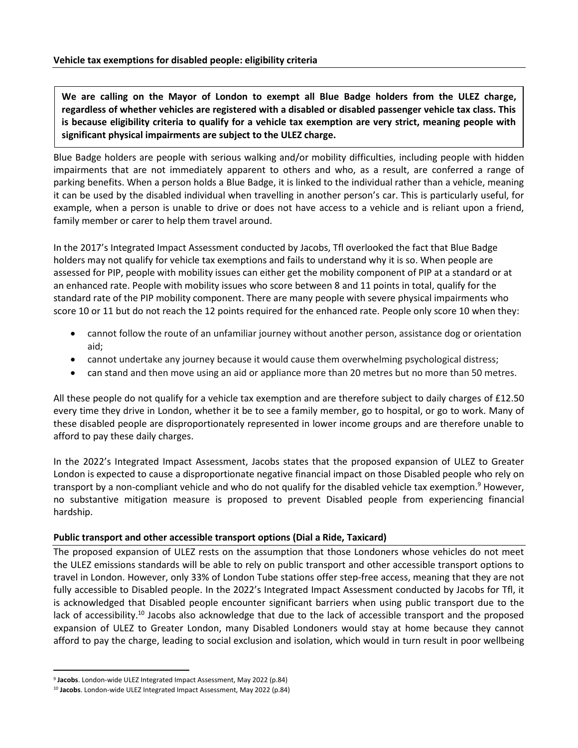## Vehicle tax exemptions for disabled people: eligibility criteria

**We are calling on the Mayor of London to exempt all Blue Badge holders from the ULEZ charge, regardless of whether vehicles are registered with a disabled or disabled passenger vehicle tax class. This is because eligibility criteria to qualify for a vehicle tax exemption are very strict, meaning people with significant physical impairments are subject to the ULEZ charge.**

Blue Badge holders are people with serious walking and/or mobility difficulties, including people with hidden impairments that are not immediately apparent to others and who, as a result, are conferred a range of parking benefits. When a person holds a Blue Badge, it is linked to the individual rather than a vehicle, meaning it can be used by the disabled individual when travelling in another person's car. This is particularly useful, for example, when a person is unable to drive or does not have access to a vehicle and is reliant upon a friend, family member or carer to help them travel around.

In the 2017's Integrated Impact Assessment conducted by Jacobs, Tfl overlooked the fact that Blue Badge holders may not qualify for vehicle tax exemptions and fails to understand why it is so. When people are assessed for PIP, people with mobility issues can either get the mobility component of PIP at a standard or at an enhanced rate. People with mobility issues who score between 8 and 11 points in total, qualify for the standard rate of the PIP mobility component. There are many people with severe physical impairments who score 10 or 11 but do not reach the 12 points required for the enhanced rate. People only score 10 when they:

- cannot follow the route of an unfamiliar journey without another person, assistance dog or orientation aid;
- cannot undertake any journey because it would cause them overwhelming psychological distress;
- can stand and then move using an aid or appliance more than 20 metres but no more than 50 metres.

All these people do not qualify for a vehicle tax exemption and are therefore subject to daily charges of £12.50 every time they drive in London, whether it be to see a family member, go to hospital, or go to work. Many of these disabled people are disproportionately represented in lower income groups and are therefore unable to afford to pay these daily charges.

In the 2022's Integrated Impact Assessment, Jacobs states that the proposed expansion of ULEZ to Greater London is expected to cause a disproportionate negative financial impact on those Disabled people who rely on transport by a non-compliant vehicle and who do not qualify for the disabled vehicle tax exemption.[9] However, no substantive mitigation measure is proposed to prevent Disabled people from experiencing financial hardship.

## Public transport and other accessible transport options (Dial a Ride, Taxicard)

The proposed expansion of ULEZ rests on the assumption that those Londoners whose vehicles do not meet the ULEZ emissions standards will be able to rely on public transport and other accessible transport options to travel in London. However, only 33% of London Tube stations offer step-free access, meaning that they are not fully accessible to Disabled people. In the 2022's Integrated Impact Assessment conducted by Jacobs for Tfl, it is acknowledged that Disabled people encounter significant barriers when using public transport due to the lack of accessibility.[10] Jacobs also acknowledge that due to the lack of accessible transport and the proposed expansion of ULEZ to Greater London, many Disabled Londoners would stay at home because they cannot afford to pay the charge, leading to social exclusion and isolation, which would in turn result in poor wellbeing

[9] **Jacobs**. London-wide ULEZ Integrated Impact Assessment, May 2022 (p.84)

[10] **Jacobs**. London-wide ULEZ Integrated Impact Assessment, May 2022 (p.84)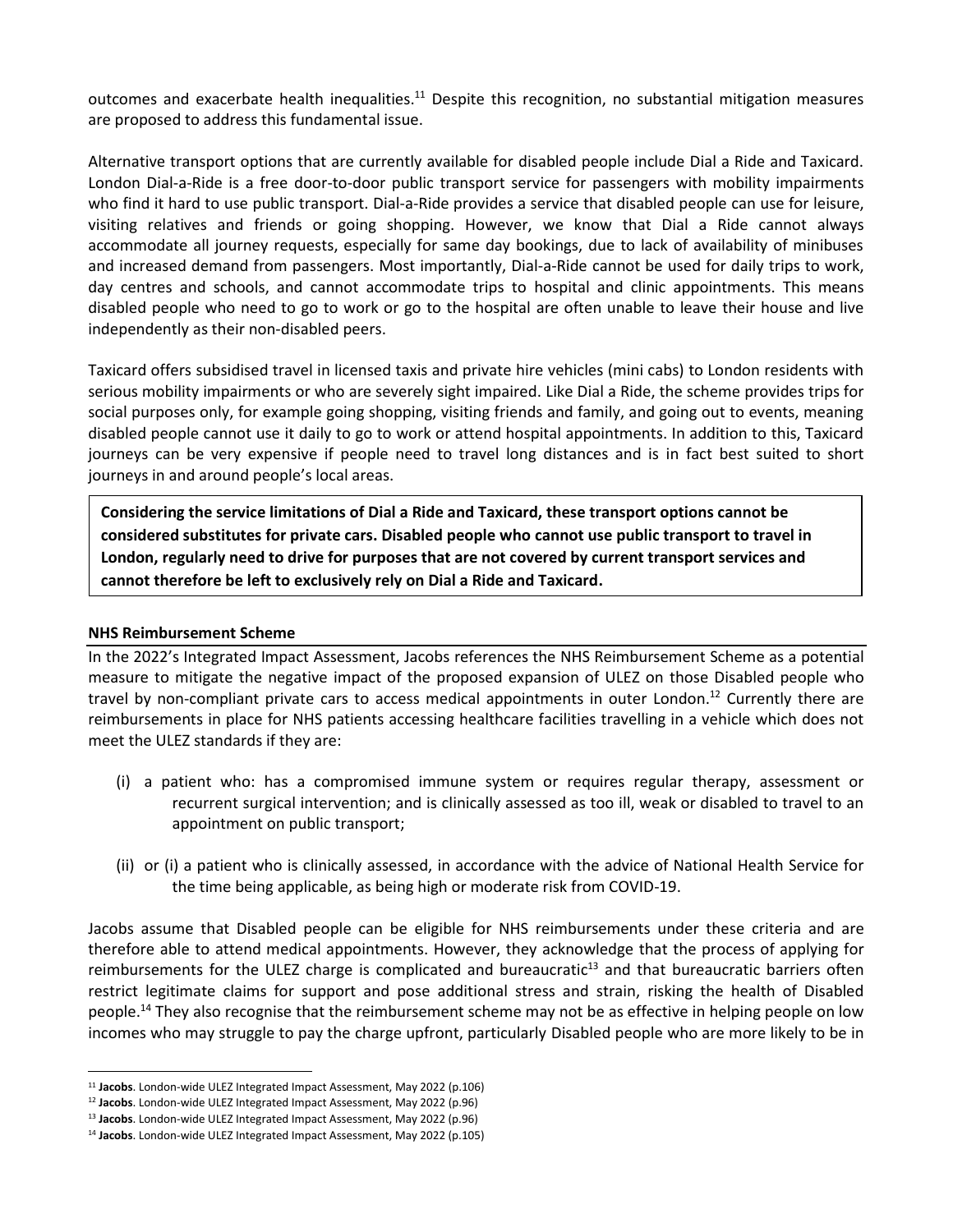outcomes and exacerbate health inequalities.[11] Despite this recognition, no substantial mitigation measures are proposed to address this fundamental issue.

Alternative transport options that are currently available for disabled people include Dial a Ride and Taxicard. London Dial-a-Ride is a free door-to-door public transport service for passengers with mobility impairments who find it hard to use public transport. Dial-a-Ride provides a service that disabled people can use for leisure, visiting relatives and friends or going shopping. However, we know that Dial a Ride cannot always accommodate all journey requests, especially for same day bookings, due to lack of availability of minibuses and increased demand from passengers. Most importantly, Dial-a-Ride cannot be used for daily trips to work, day centres and schools, and cannot accommodate trips to hospital and clinic appointments. This means disabled people who need to go to work or go to the hospital are often unable to leave their house and live independently as their non-disabled peers.

Taxicard offers subsidised travel in licensed taxis and private hire vehicles (mini cabs) to London residents with serious mobility impairments or who are severely sight impaired. Like Dial a Ride, the scheme provides trips for social purposes only, for example going shopping, visiting friends and family, and going out to events, meaning disabled people cannot use it daily to go to work or attend hospital appointments. In addition to this, Taxicard journeys can be very expensive if people need to travel long distances and is in fact best suited to short journeys in and around people's local areas.

**Considering the service limitations of Dial a Ride and Taxicard, these transport options cannot be considered substitutes for private cars. Disabled people who cannot use public transport to travel in London, regularly need to drive for purposes that are not covered by current transport services and cannot therefore be left to exclusively rely on Dial a Ride and Taxicard.**

**NHS Reimbursement Scheme**

In the 2022's Integrated Impact Assessment, Jacobs references the NHS Reimbursement Scheme as a potential measure to mitigate the negative impact of the proposed expansion of ULEZ on those Disabled people who travel by non-compliant private cars to access medical appointments in outer London.[12] Currently there are reimbursements in place for NHS patients accessing healthcare facilities travelling in a vehicle which does not meet the ULEZ standards if they are:

(i) a patient who: has a compromised immune system or requires regular therapy, assessment or recurrent surgical intervention; and is clinically assessed as too ill, weak or disabled to travel to an appointment on public transport;

(ii) or (i) a patient who is clinically assessed, in accordance with the advice of National Health Service for the time being applicable, as being high or moderate risk from COVID-19.

Jacobs assume that Disabled people can be eligible for NHS reimbursements under these criteria and are therefore able to attend medical appointments. However, they acknowledge that the process of applying for reimbursements for the ULEZ charge is complicated and bureaucratic[13] and that bureaucratic barriers often restrict legitimate claims for support and pose additional stress and strain, risking the health of Disabled people.[14] They also recognise that the reimbursement scheme may not be as effective in helping people on low incomes who may struggle to pay the charge upfront, particularly Disabled people who are more likely to be in

[11] **Jacobs**. London-wide ULEZ Integrated Impact Assessment, May 2022 (p.106)

[12] **Jacobs**. London-wide ULEZ Integrated Impact Assessment, May 2022 (p.96)

[13] **Jacobs**. London-wide ULEZ Integrated Impact Assessment, May 2022 (p.96)

[14] **Jacobs**. London-wide ULEZ Integrated Impact Assessment, May 2022 (p.105)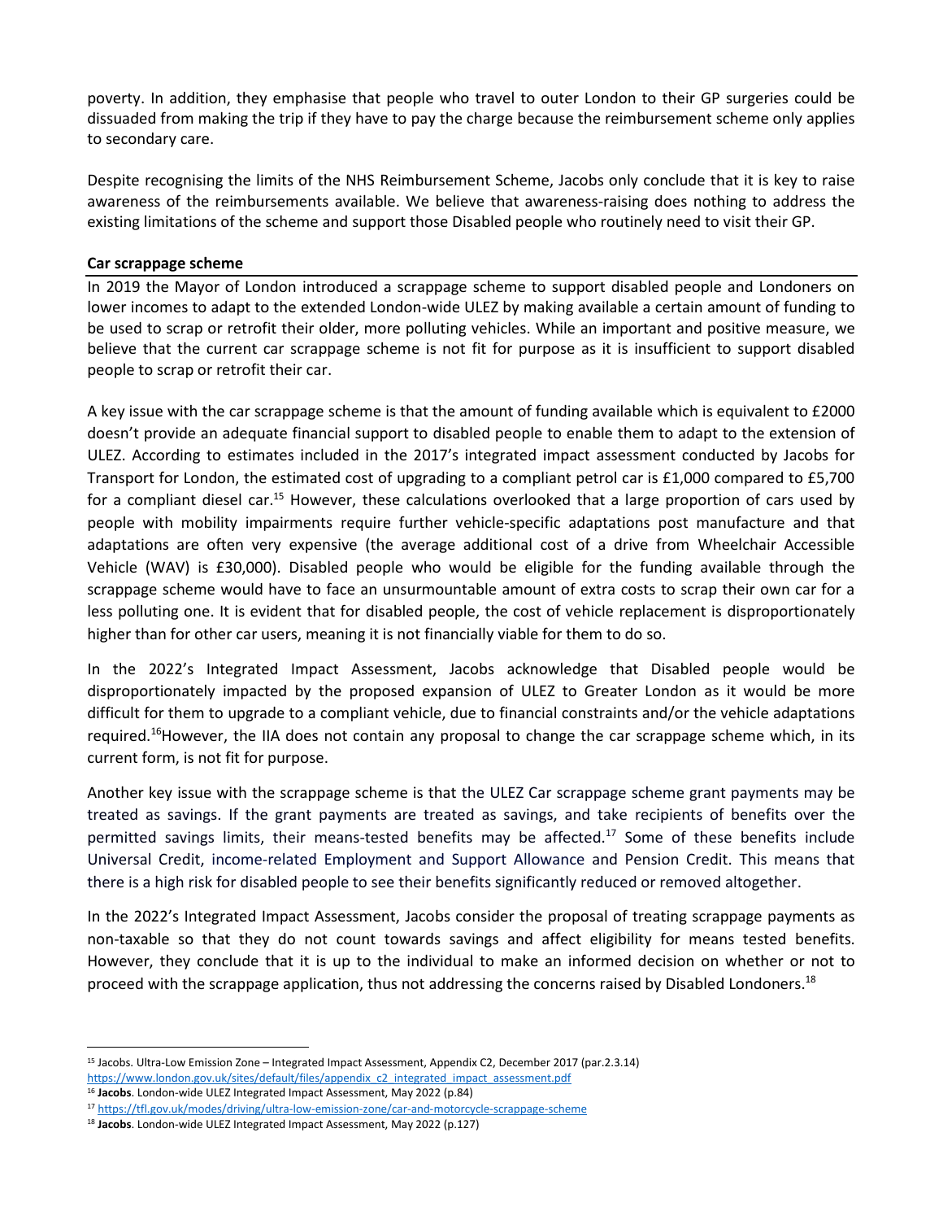poverty. In addition, they emphasise that people who travel to outer London to their GP surgeries could be dissuaded from making the trip if they have to pay the charge because the reimbursement scheme only applies to secondary care.

Despite recognising the limits of the NHS Reimbursement Scheme, Jacobs only conclude that it is key to raise awareness of the reimbursements available. We believe that awareness-raising does nothing to address the existing limitations of the scheme and support those Disabled people who routinely need to visit their GP.

### Car scrappage scheme

In 2019 the Mayor of London introduced a scrappage scheme to support disabled people and Londoners on lower incomes to adapt to the extended London-wide ULEZ by making available a certain amount of funding to be used to scrap or retrofit their older, more polluting vehicles. While an important and positive measure, we believe that the current car scrappage scheme is not fit for purpose as it is insufficient to support disabled people to scrap or retrofit their car.

A key issue with the car scrappage scheme is that the amount of funding available which is equivalent to £2000 doesn't provide an adequate financial support to disabled people to enable them to adapt to the extension of ULEZ. According to estimates included in the 2017's integrated impact assessment conducted by Jacobs for Transport for London, the estimated cost of upgrading to a compliant petrol car is £1,000 compared to £5,700 for a compliant diesel car.[15] However, these calculations overlooked that a large proportion of cars used by people with mobility impairments require further vehicle-specific adaptations post manufacture and that adaptations are often very expensive (the average additional cost of a drive from Wheelchair Accessible Vehicle (WAV) is £30,000). Disabled people who would be eligible for the funding available through the scrappage scheme would have to face an unsurmountable amount of extra costs to scrap their own car for a less polluting one. It is evident that for disabled people, the cost of vehicle replacement is disproportionately higher than for other car users, meaning it is not financially viable for them to do so.

In the 2022's Integrated Impact Assessment, Jacobs acknowledge that Disabled people would be disproportionately impacted by the proposed expansion of ULEZ to Greater London as it would be more difficult for them to upgrade to a compliant vehicle, due to financial constraints and/or the vehicle adaptations required.[16] However, the IIA does not contain any proposal to change the car scrappage scheme which, in its current form, is not fit for purpose.

Another key issue with the scrappage scheme is that the ULEZ Car scrappage scheme grant payments may be treated as savings. If the grant payments are treated as savings, and take recipients of benefits over the permitted savings limits, their means-tested benefits may be affected.[17] Some of these benefits include Universal Credit, income-related Employment and Support Allowance and Pension Credit. This means that there is a high risk for disabled people to see their benefits significantly reduced or removed altogether.

In the 2022's Integrated Impact Assessment, Jacobs consider the proposal of treating scrappage payments as non-taxable so that they do not count towards savings and affect eligibility for means tested benefits. However, they conclude that it is up to the individual to make an informed decision on whether or not to proceed with the scrappage application, thus not addressing the concerns raised by Disabled Londoners.[18]

---

[15] Jacobs. Ultra-Low Emission Zone – Integrated Impact Assessment, Appendix C2, December 2017 (par.2.3.14) https://www.london.gov.uk/sites/default/files/appendix_c2_integrated_impact_assessment.pdf

[16] **Jacobs**. London-wide ULEZ Integrated Impact Assessment, May 2022 (p.84)

[17] https://tfl.gov.uk/modes/driving/ultra-low-emission-zone/car-and-motorcycle-scrappage-scheme

[18] **Jacobs**. London-wide ULEZ Integrated Impact Assessment, May 2022 (p.127)